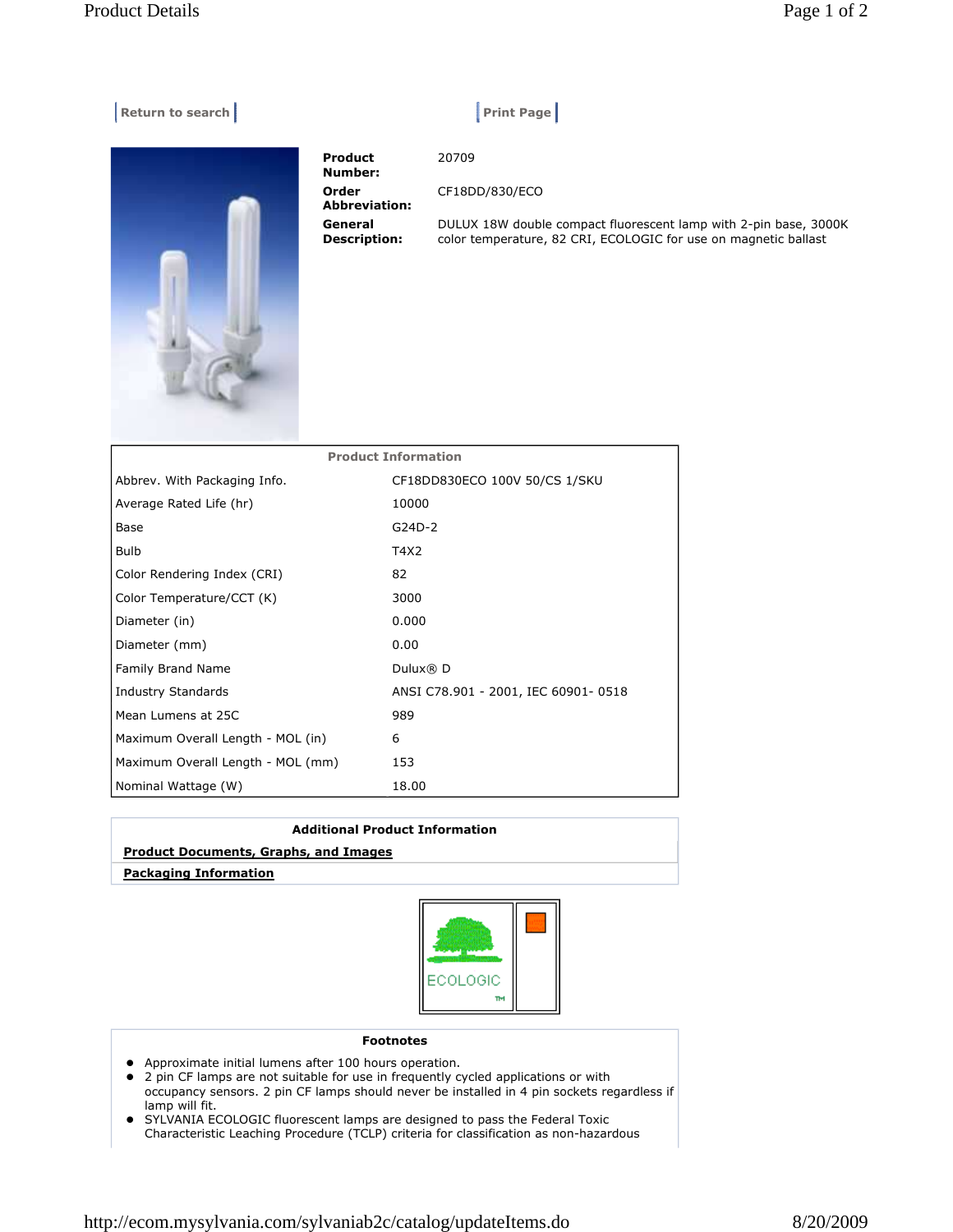Return to search | Print Page

**Product Number:** 20709

**Order Abbreviation:** CF18DD/830/ECO

**General Description:** DULUX 18W double compact fluorescent lamp with 2-pin base, 3000K color temperature, 82 CRI, ECOLOGIC for use on magnetic ballast

| Product Information | |
|---|---|
| Abbrev. With Packaging Info. | CF18DD830ECO 100V 50/CS 1/SKU |
| Average Rated Life (hr) | 10000 |
| Base | G24D-2 |
| Bulb | T4X2 |
| Color Rendering Index (CRI) | 82 |
| Color Temperature/CCT (K) | 3000 |
| Diameter (in) | 0.000 |
| Diameter (mm) | 0.00 |
| Family Brand Name | Dulux® D |
| Industry Standards | ANSI C78.901 - 2001, IEC 60901- 0518 |
| Mean Lumens at 25C | 989 |
| Maximum Overall Length - MOL (in) | 6 |
| Maximum Overall Length - MOL (mm) | 153 |
| Nominal Wattage (W) | 18.00 |

**Additional Product Information**

**Product Documents, Graphs, and Images**

**Packaging Information**

ECOLOGIC™

**Footnotes**

- Approximate initial lumens after 100 hours operation.
- 2 pin CF lamps are not suitable for use in frequently cycled applications or with occupancy sensors. 2 pin CF lamps should never be installed in 4 pin sockets regardless if lamp will fit.
- SYLVANIA ECOLOGIC fluorescent lamps are designed to pass the Federal Toxic Characteristic Leaching Procedure (TCLP) criteria for classification as non-hazardous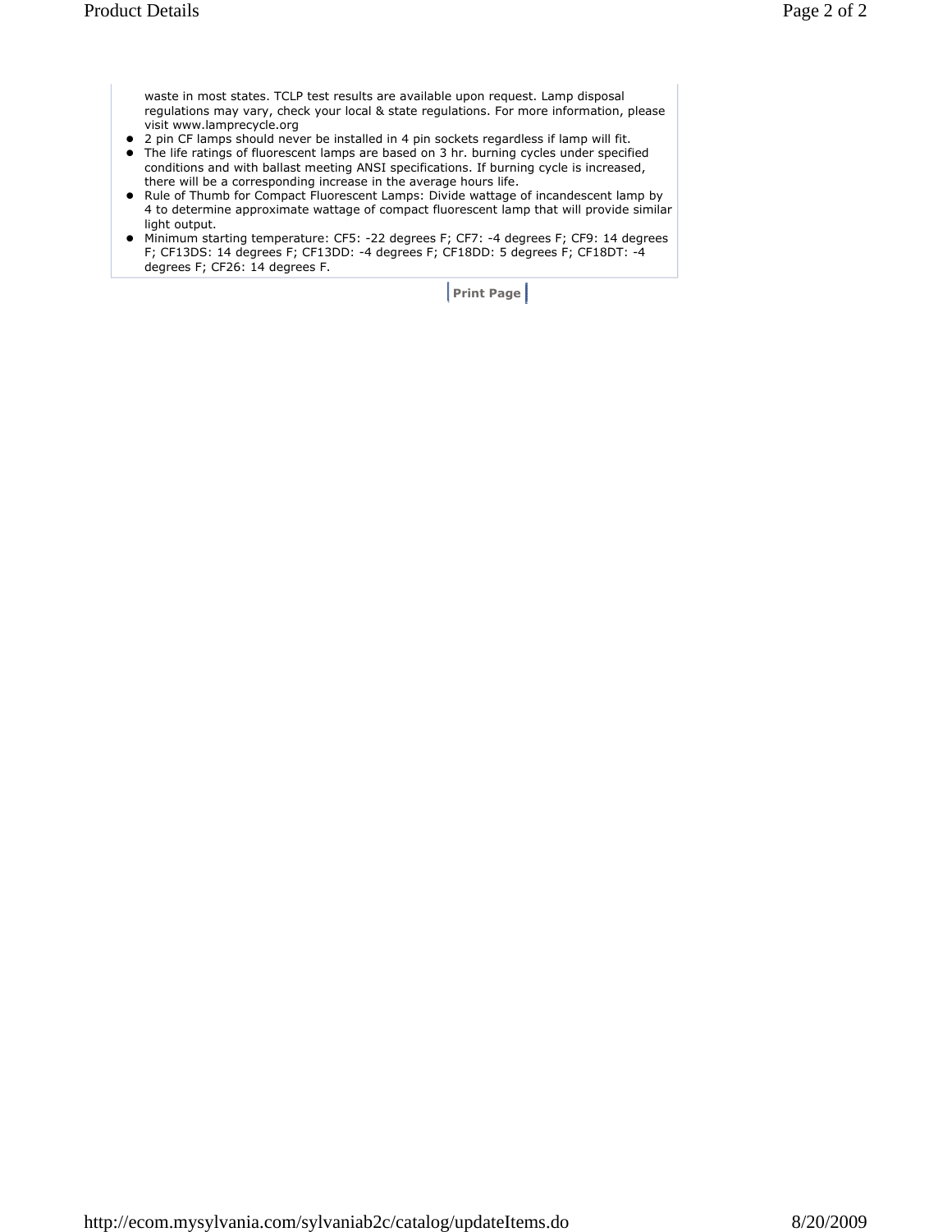waste in most states. TCLP test results are available upon request. Lamp disposal regulations may vary, check your local & state regulations. For more information, please visit www.lamprecycle.org

- 2 pin CF lamps should never be installed in 4 pin sockets regardless if lamp will fit.
- The life ratings of fluorescent lamps are based on 3 hr. burning cycles under specified conditions and with ballast meeting ANSI specifications. If burning cycle is increased, there will be a corresponding increase in the average hours life.
- Rule of Thumb for Compact Fluorescent Lamps: Divide wattage of incandescent lamp by 4 to determine approximate wattage of compact fluorescent lamp that will provide similar light output.
- Minimum starting temperature: CF5: -22 degrees F; CF7: -4 degrees F; CF9: 14 degrees F; CF13DS: 14 degrees F; CF13DD: -4 degrees F; CF18DD: 5 degrees F; CF18DT: -4 degrees F; CF26: 14 degrees F.

**Print Page**